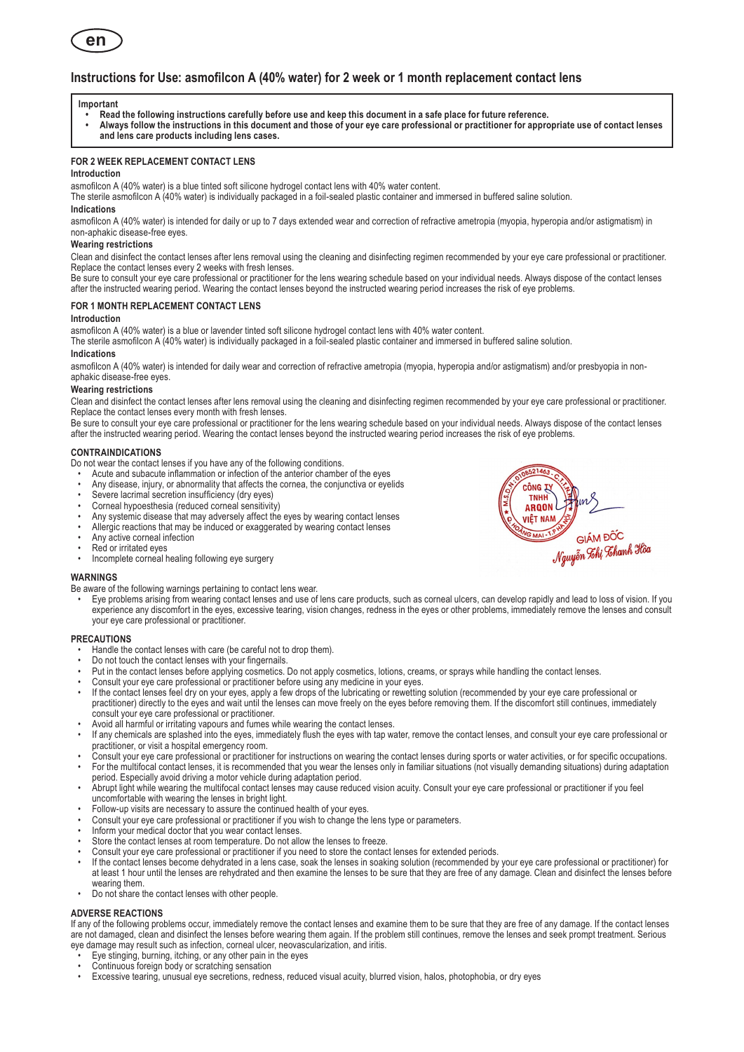en

# Instructions for Use: asmofilcon A (40% water) for 2 week or 1 month replacement contact lens

**Important**

- **Read the following instructions carefully before use and keep this document in a safe place for future reference.**
- **Always follow the instructions in this document and those of your eye care professional or practitioner for appropriate use of contact lenses and lens care products including lens cases.**

## FOR 2 WEEK REPLACEMENT CONTACT LENS

### Introduction

asmofilcon A (40% water) is a blue tinted soft silicone hydrogel contact lens with 40% water content.
The sterile asmofilcon A (40% water) is individually packaged in a foil-sealed plastic container and immersed in buffered saline solution.

### Indications

asmofilcon A (40% water) is intended for daily or up to 7 days extended wear and correction of refractive ametropia (myopia, hyperopia and/or astigmatism) in non-aphakic disease-free eyes.

### Wearing restrictions

Clean and disinfect the contact lenses after lens removal using the cleaning and disinfecting regimen recommended by your eye care professional or practitioner. Replace the contact lenses every 2 weeks with fresh lenses.
Be sure to consult your eye care professional or practitioner for the lens wearing schedule based on your individual needs. Always dispose of the contact lenses after the instructed wearing period. Wearing the contact lenses beyond the instructed wearing period increases the risk of eye problems.

## FOR 1 MONTH REPLACEMENT CONTACT LENS

### Introduction

asmofilcon A (40% water) is a blue or lavender tinted soft silicone hydrogel contact lens with 40% water content.
The sterile asmofilcon A (40% water) is individually packaged in a foil-sealed plastic container and immersed in buffered saline solution.

### Indications

asmofilcon A (40% water) is intended for daily wear and correction of refractive ametropia (myopia, hyperopia and/or astigmatism) and/or presbyopia in non-aphakic disease-free eyes.

### Wearing restrictions

Clean and disinfect the contact lenses after lens removal using the cleaning and disinfecting regimen recommended by your eye care professional or practitioner. Replace the contact lenses every month with fresh lenses.
Be sure to consult your eye care professional or practitioner for the lens wearing schedule based on your individual needs. Always dispose of the contact lenses after the instructed wearing period. Wearing the contact lenses beyond the instructed wearing period increases the risk of eye problems.

## CONTRAINDICATIONS

Do not wear the contact lenses if you have any of the following conditions.

- Acute and subacute inflammation or infection of the anterior chamber of the eyes
- Any disease, injury, or abnormality that affects the cornea, the conjunctiva or eyelids
- Severe lacrimal secretion insufficiency (dry eyes)
- Corneal hypoesthesia (reduced corneal sensitivity)
- Any systemic disease that may adversely affect the eyes by wearing contact lenses
- Allergic reactions that may be induced or exaggerated by wearing contact lenses
- Any active corneal infection
- Red or irritated eyes
- Incomplete corneal healing following eye surgery

CÔNG TY TNHH ARQON VIỆT NAM
GIÁM ĐỐC
Nguyễn Thị Thanh Hòa

## WARNINGS

Be aware of the following warnings pertaining to contact lens wear.

- Eye problems arising from wearing contact lenses and use of lens care products, such as corneal ulcers, can develop rapidly and lead to loss of vision. If you experience any discomfort in the eyes, excessive tearing, vision changes, redness in the eyes or other problems, immediately remove the lenses and consult your eye care professional or practitioner.

## PRECAUTIONS

- Handle the contact lenses with care (be careful not to drop them).
- Do not touch the contact lenses with your fingernails.
- Put in the contact lenses before applying cosmetics. Do not apply cosmetics, lotions, creams, or sprays while handling the contact lenses.
- Consult your eye care professional or practitioner before using any medicine in your eyes.
- If the contact lenses feel dry on your eyes, apply a few drops of the lubricating or rewetting solution (recommended by your eye care professional or practitioner) directly to the eyes and wait until the lenses can move freely on the eyes before removing them. If the discomfort still continues, immediately consult your eye care professional or practitioner.
- Avoid all harmful or irritating vapours and fumes while wearing the contact lenses.
- If any chemicals are splashed into the eyes, immediately flush the eyes with tap water, remove the contact lenses, and consult your eye care professional or practitioner, or visit a hospital emergency room.
- Consult your eye care professional or practitioner for instructions on wearing the contact lenses during sports or water activities, or for specific occupations.
- For the multifocal contact lenses, it is recommended that you wear the lenses only in familiar situations (not visually demanding situations) during adaptation period. Especially avoid driving a motor vehicle during adaptation period.
- Abrupt light while wearing the multifocal contact lenses may cause reduced vision acuity. Consult your eye care professional or practitioner if you feel uncomfortable with wearing the lenses in bright light.
- Follow-up visits are necessary to assure the continued health of your eyes.
- Consult your eye care professional or practitioner if you wish to change the lens type or parameters.
- Inform your medical doctor that you wear contact lenses.
- Store the contact lenses at room temperature. Do not allow the lenses to freeze.
- Consult your eye care professional or practitioner if you need to store the contact lenses for extended periods.
- If the contact lenses become dehydrated in a lens case, soak the lenses in soaking solution (recommended by your eye care professional or practitioner) for at least 1 hour until the lenses are rehydrated and then examine the lenses to be sure that they are free of any damage. Clean and disinfect the lenses before wearing them.
- Do not share the contact lenses with other people.

## ADVERSE REACTIONS

If any of the following problems occur, immediately remove the contact lenses and examine them to be sure that they are free of any damage. If the contact lenses are not damaged, clean and disinfect the lenses before wearing them again. If the problem still continues, remove the lenses and seek prompt treatment. Serious eye damage may result such as infection, corneal ulcer, neovascularization, and iritis.

- Eye stinging, burning, itching, or any other pain in the eyes
- Continuous foreign body or scratching sensation
- Excessive tearing, unusual eye secretions, redness, reduced visual acuity, blurred vision, halos, photophobia, or dry eyes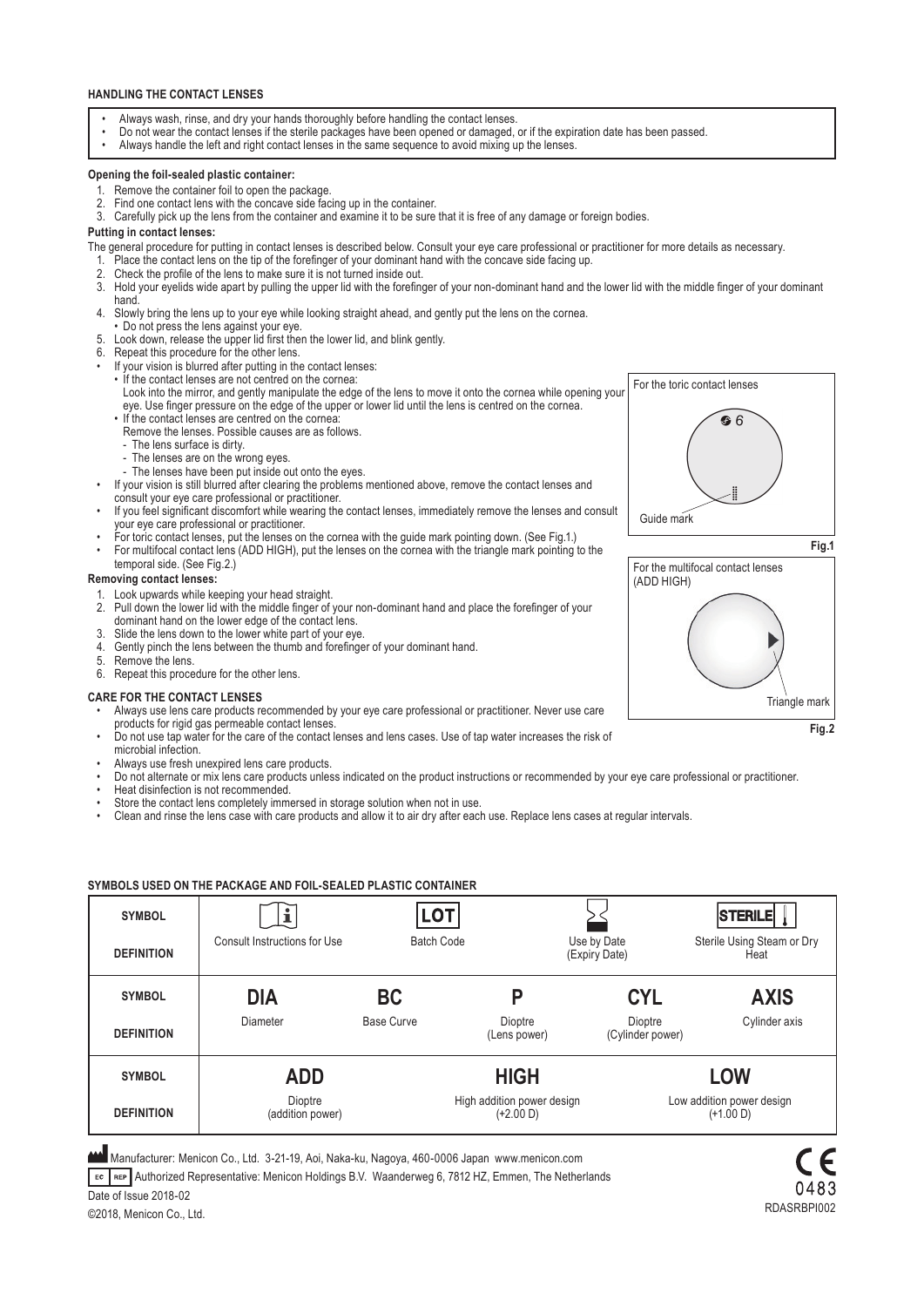## HANDLING THE CONTACT LENSES

- Always wash, rinse, and dry your hands thoroughly before handling the contact lenses.
- Do not wear the contact lenses if the sterile packages have been opened or damaged, or if the expiration date has been passed.
- Always handle the left and right contact lenses in the same sequence to avoid mixing up the lenses.

**Opening the foil-sealed plastic container:**

1. Remove the container foil to open the package.
2. Find one contact lens with the concave side facing up in the container.
3. Carefully pick up the lens from the container and examine it to be sure that it is free of any damage or foreign bodies.

**Putting in contact lenses:**

The general procedure for putting in contact lenses is described below. Consult your eye care professional or practitioner for more details as necessary.

1. Place the contact lens on the tip of the forefinger of your dominant hand with the concave side facing up.
2. Check the profile of the lens to make sure it is not turned inside out.
3. Hold your eyelids wide apart by pulling the upper lid with the forefinger of your non-dominant hand and the lower lid with the middle finger of your dominant hand.
4. Slowly bring the lens up to your eye while looking straight ahead, and gently put the lens on the cornea.
   - Do not press the lens against your eye.
5. Look down, release the upper lid first then the lower lid, and blink gently.
6. Repeat this procedure for the other lens.

- If your vision is blurred after putting in the contact lenses:
  - If the contact lenses are not centred on the cornea:
    Look into the mirror, and gently manipulate the edge of the lens to move it onto the cornea while opening your eye. Use finger pressure on the edge of the upper or lower lid until the lens is centred on the cornea.
  - If the contact lenses are centred on the cornea:
    Remove the lenses. Possible causes are as follows.
    - The lens surface is dirty.
    - The lenses are on the wrong eyes.
    - The lenses have been put inside out onto the eyes.
- If your vision is still blurred after clearing the problems mentioned above, remove the contact lenses and consult your eye care professional or practitioner.
- If you feel significant discomfort while wearing the contact lenses, immediately remove the lenses and consult your eye care professional or practitioner.
- For toric contact lenses, put the lenses on the cornea with the guide mark pointing down. (See Fig.1.)
- For multifocal contact lens (ADD HIGH), put the lenses on the cornea with the triangle mark pointing to the temporal side. (See Fig.2.)

For the toric contact lenses

6

Guide mark

**Fig.1**

For the multifocal contact lenses (ADD HIGH)

Triangle mark

**Fig.2**

**Removing contact lenses:**

1. Look upwards while keeping your head straight.
2. Pull down the lower lid with the middle finger of your non-dominant hand and place the forefinger of your dominant hand on the lower edge of the contact lens.
3. Slide the lens down to the lower white part of your eye.
4. Gently pinch the lens between the thumb and forefinger of your dominant hand.
5. Remove the lens.
6. Repeat this procedure for the other lens.

## CARE FOR THE CONTACT LENSES

- Always use lens care products recommended by your eye care professional or practitioner. Never use care products for rigid gas permeable contact lenses.
- Do not use tap water for the care of the contact lenses and lens cases. Use of tap water increases the risk of microbial infection.
- Always use fresh unexpired lens care products.
- Do not alternate or mix lens care products unless indicated on the product instructions or recommended by your eye care professional or practitioner.
- Heat disinfection is not recommended.
- Store the contact lens completely immersed in storage solution when not in use.
- Clean and rinse the lens case with care products and allow it to air dry after each use. Replace lens cases at regular intervals.

## SYMBOLS USED ON THE PACKAGE AND FOIL-SEALED PLASTIC CONTAINER

| | | | | | |
|---|---|---|---|---|---|
| **SYMBOL** | i | LOT | | ⧖ | STERILE |
| **DEFINITION** | Consult Instructions for Use | Batch Code | | Use by Date (Expiry Date) | Sterile Using Steam or Dry Heat |
| **SYMBOL** | **DIA** | **BC** | **P** | **CYL** | **AXIS** |
| **DEFINITION** | Diameter | Base Curve | Dioptre (Lens power) | Dioptre (Cylinder power) | Cylinder axis |
| **SYMBOL** | **ADD** | | **HIGH** | | **LOW** |
| **DEFINITION** | Dioptre (addition power) | | High addition power design (+2.00 D) | | Low addition power design (+1.00 D) |

Manufacturer: Menicon Co., Ltd. 3-21-19, Aoi, Naka-ku, Nagoya, 460-0006 Japan www.menicon.com

EC REP Authorized Representative: Menicon Holdings B.V. Waanderweg 6, 7812 HZ, Emmen, The Netherlands

Date of Issue 2018-02

©2018, Menicon Co., Ltd.

CE 0483

RDASRBPI002